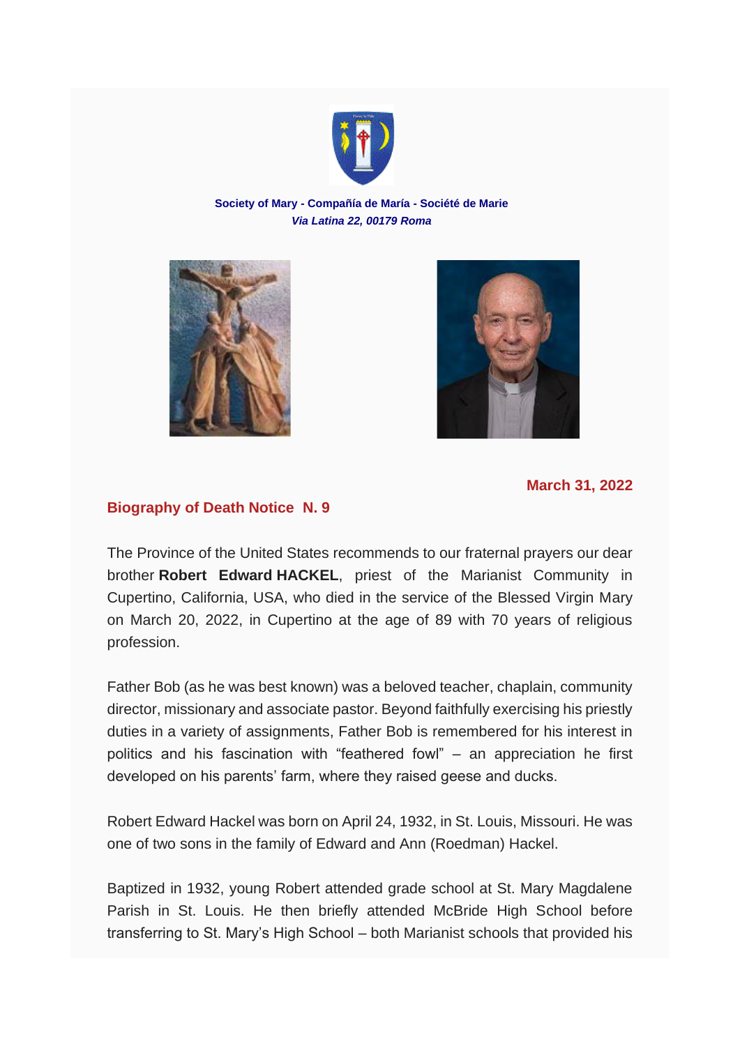**Society of Mary - Compañía de María - Société de Marie**
***Via Latina 22, 00179 Roma***

**March 31, 2022**

**Biography of Death Notice N. 9**

The Province of the United States recommends to our fraternal prayers our dear brother **Robert Edward HACKEL**, priest of the Marianist Community in Cupertino, California, USA, who died in the service of the Blessed Virgin Mary on March 20, 2022, in Cupertino at the age of 89 with 70 years of religious profession.

Father Bob (as he was best known) was a beloved teacher, chaplain, community director, missionary and associate pastor. Beyond faithfully exercising his priestly duties in a variety of assignments, Father Bob is remembered for his interest in politics and his fascination with "feathered fowl" – an appreciation he first developed on his parents' farm, where they raised geese and ducks.

Robert Edward Hackel was born on April 24, 1932, in St. Louis, Missouri. He was one of two sons in the family of Edward and Ann (Roedman) Hackel.

Baptized in 1932, young Robert attended grade school at St. Mary Magdalene Parish in St. Louis. He then briefly attended McBride High School before transferring to St. Mary's High School – both Marianist schools that provided his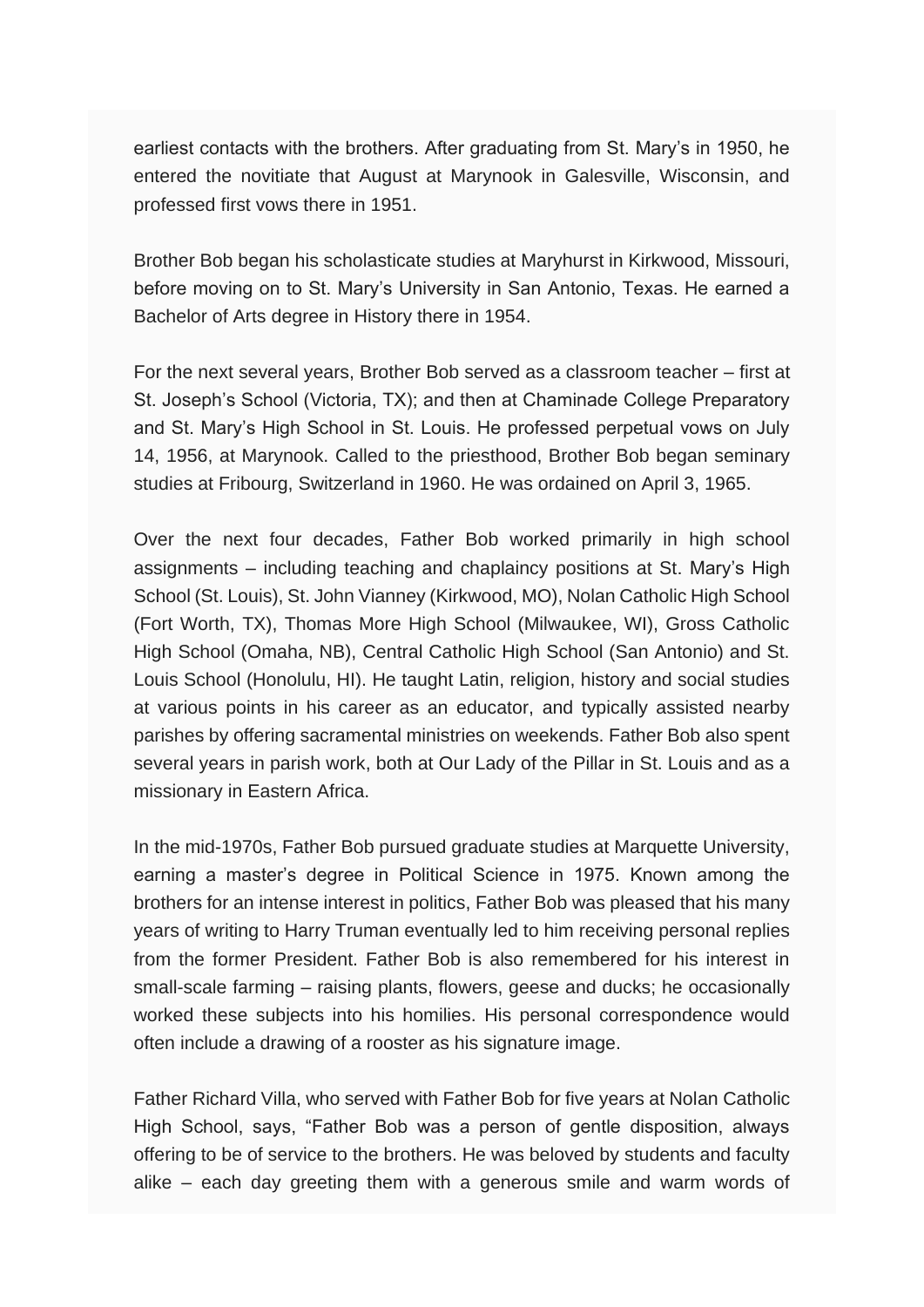earliest contacts with the brothers. After graduating from St. Mary's in 1950, he entered the novitiate that August at Marynook in Galesville, Wisconsin, and professed first vows there in 1951.

Brother Bob began his scholasticate studies at Maryhurst in Kirkwood, Missouri, before moving on to St. Mary's University in San Antonio, Texas. He earned a Bachelor of Arts degree in History there in 1954.

For the next several years, Brother Bob served as a classroom teacher – first at St. Joseph's School (Victoria, TX); and then at Chaminade College Preparatory and St. Mary's High School in St. Louis. He professed perpetual vows on July 14, 1956, at Marynook. Called to the priesthood, Brother Bob began seminary studies at Fribourg, Switzerland in 1960. He was ordained on April 3, 1965.

Over the next four decades, Father Bob worked primarily in high school assignments – including teaching and chaplaincy positions at St. Mary's High School (St. Louis), St. John Vianney (Kirkwood, MO), Nolan Catholic High School (Fort Worth, TX), Thomas More High School (Milwaukee, WI), Gross Catholic High School (Omaha, NB), Central Catholic High School (San Antonio) and St. Louis School (Honolulu, HI). He taught Latin, religion, history and social studies at various points in his career as an educator, and typically assisted nearby parishes by offering sacramental ministries on weekends. Father Bob also spent several years in parish work, both at Our Lady of the Pillar in St. Louis and as a missionary in Eastern Africa.

In the mid-1970s, Father Bob pursued graduate studies at Marquette University, earning a master's degree in Political Science in 1975. Known among the brothers for an intense interest in politics, Father Bob was pleased that his many years of writing to Harry Truman eventually led to him receiving personal replies from the former President. Father Bob is also remembered for his interest in small-scale farming – raising plants, flowers, geese and ducks; he occasionally worked these subjects into his homilies. His personal correspondence would often include a drawing of a rooster as his signature image.

Father Richard Villa, who served with Father Bob for five years at Nolan Catholic High School, says, "Father Bob was a person of gentle disposition, always offering to be of service to the brothers. He was beloved by students and faculty alike – each day greeting them with a generous smile and warm words of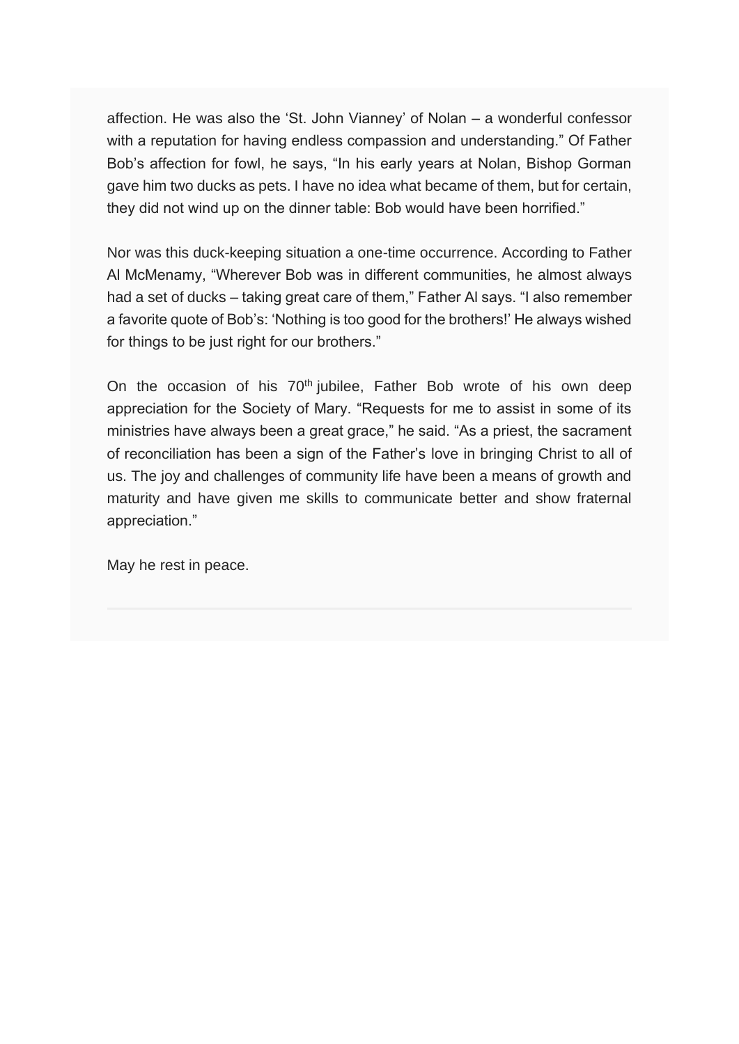affection. He was also the 'St. John Vianney' of Nolan – a wonderful confessor with a reputation for having endless compassion and understanding." Of Father Bob's affection for fowl, he says, "In his early years at Nolan, Bishop Gorman gave him two ducks as pets. I have no idea what became of them, but for certain, they did not wind up on the dinner table: Bob would have been horrified."

Nor was this duck-keeping situation a one-time occurrence. According to Father Al McMenamy, "Wherever Bob was in different communities, he almost always had a set of ducks – taking great care of them," Father Al says. "I also remember a favorite quote of Bob's: 'Nothing is too good for the brothers!' He always wished for things to be just right for our brothers."

On the occasion of his 70th jubilee, Father Bob wrote of his own deep appreciation for the Society of Mary. "Requests for me to assist in some of its ministries have always been a great grace," he said. "As a priest, the sacrament of reconciliation has been a sign of the Father's love in bringing Christ to all of us. The joy and challenges of community life have been a means of growth and maturity and have given me skills to communicate better and show fraternal appreciation."

May he rest in peace.